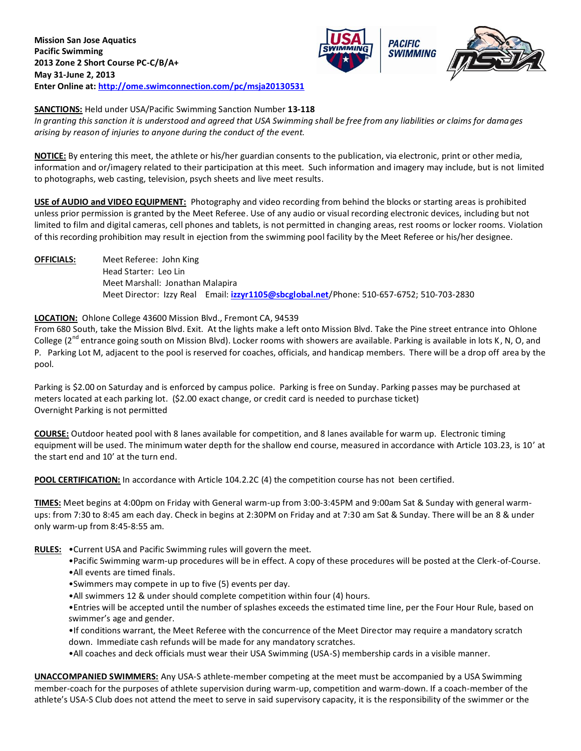**Mission San Jose Aquatics**
**Pacific Swimming**
**2013 Zone 2 Short Course PC-C/B/A+**
**May 31-June 2, 2013**
**Enter Online at: [http://ome.swimconnection.com/pc/msja20130531](http://ome.swimconnection.com/pc/msja20130531)**

**SANCTIONS:** Held under USA/Pacific Swimming Sanction Number **13-118**
*In granting this sanction it is understood and agreed that USA Swimming shall be free from any liabilities or claims for damages arising by reason of injuries to anyone during the conduct of the event.*

**NOTICE:** By entering this meet, the athlete or his/her guardian consents to the publication, via electronic, print or other media, information and or/imagery related to their participation at this meet. Such information and imagery may include, but is not limited to photographs, web casting, television, psych sheets and live meet results.

**USE of AUDIO and VIDEO EQUIPMENT:** Photography and video recording from behind the blocks or starting areas is prohibited unless prior permission is granted by the Meet Referee. Use of any audio or visual recording electronic devices, including but not limited to film and digital cameras, cell phones and tablets, is not permitted in changing areas, rest rooms or locker rooms. Violation of this recording prohibition may result in ejection from the swimming pool facility by the Meet Referee or his/her designee.

**OFFICIALS:**
Meet Referee: John King
Head Starter: Leo Lin
Meet Marshall: Jonathan Malapira
Meet Director: Izzy Real Email: **[izzyr1105@sbcglobal.net](mailto:izzyr1105@sbcglobal.net)**/Phone: 510-657-6752; 510-703-2830

**LOCATION:** Ohlone College 43600 Mission Blvd., Fremont CA, 94539
From 680 South, take the Mission Blvd. Exit. At the lights make a left onto Mission Blvd. Take the Pine street entrance into Ohlone College (2nd entrance going south on Mission Blvd). Locker rooms with showers are available. Parking is available in lots K, N, O, and P. Parking Lot M, adjacent to the pool is reserved for coaches, officials, and handicap members. There will be a drop off area by the pool.

Parking is $2.00 on Saturday and is enforced by campus police. Parking is free on Sunday. Parking passes may be purchased at meters located at each parking lot. ($2.00 exact change, or credit card is needed to purchase ticket)
Overnight Parking is not permitted

**COURSE:** Outdoor heated pool with 8 lanes available for competition, and 8 lanes available for warm up. Electronic timing equipment will be used. The minimum water depth for the shallow end course, measured in accordance with Article 103.23, is 10' at the start end and 10' at the turn end.

**POOL CERTIFICATION:** In accordance with Article 104.2.2C (4) the competition course has not been certified.

**TIMES:** Meet begins at 4:00pm on Friday with General warm-up from 3:00-3:45PM and 9:00am Sat & Sunday with general warm-ups: from 7:30 to 8:45 am each day. Check in begins at 2:30PM on Friday and at 7:30 am Sat & Sunday. There will be an 8 & under only warm-up from 8:45-8:55 am.

**RULES:**
- Current USA and Pacific Swimming rules will govern the meet.
- Pacific Swimming warm-up procedures will be in effect. A copy of these procedures will be posted at the Clerk-of-Course.
- All events are timed finals.
- Swimmers may compete in up to five (5) events per day.
- All swimmers 12 & under should complete competition within four (4) hours.
- Entries will be accepted until the number of splashes exceeds the estimated time line, per the Four Hour Rule, based on swimmer's age and gender.
- If conditions warrant, the Meet Referee with the concurrence of the Meet Director may require a mandatory scratch down. Immediate cash refunds will be made for any mandatory scratches.
- All coaches and deck officials must wear their USA Swimming (USA-S) membership cards in a visible manner.

**UNACCOMPANIED SWIMMERS:** Any USA-S athlete-member competing at the meet must be accompanied by a USA Swimming member-coach for the purposes of athlete supervision during warm-up, competition and warm-down. If a coach-member of the athlete's USA-S Club does not attend the meet to serve in said supervisory capacity, it is the responsibility of the swimmer or the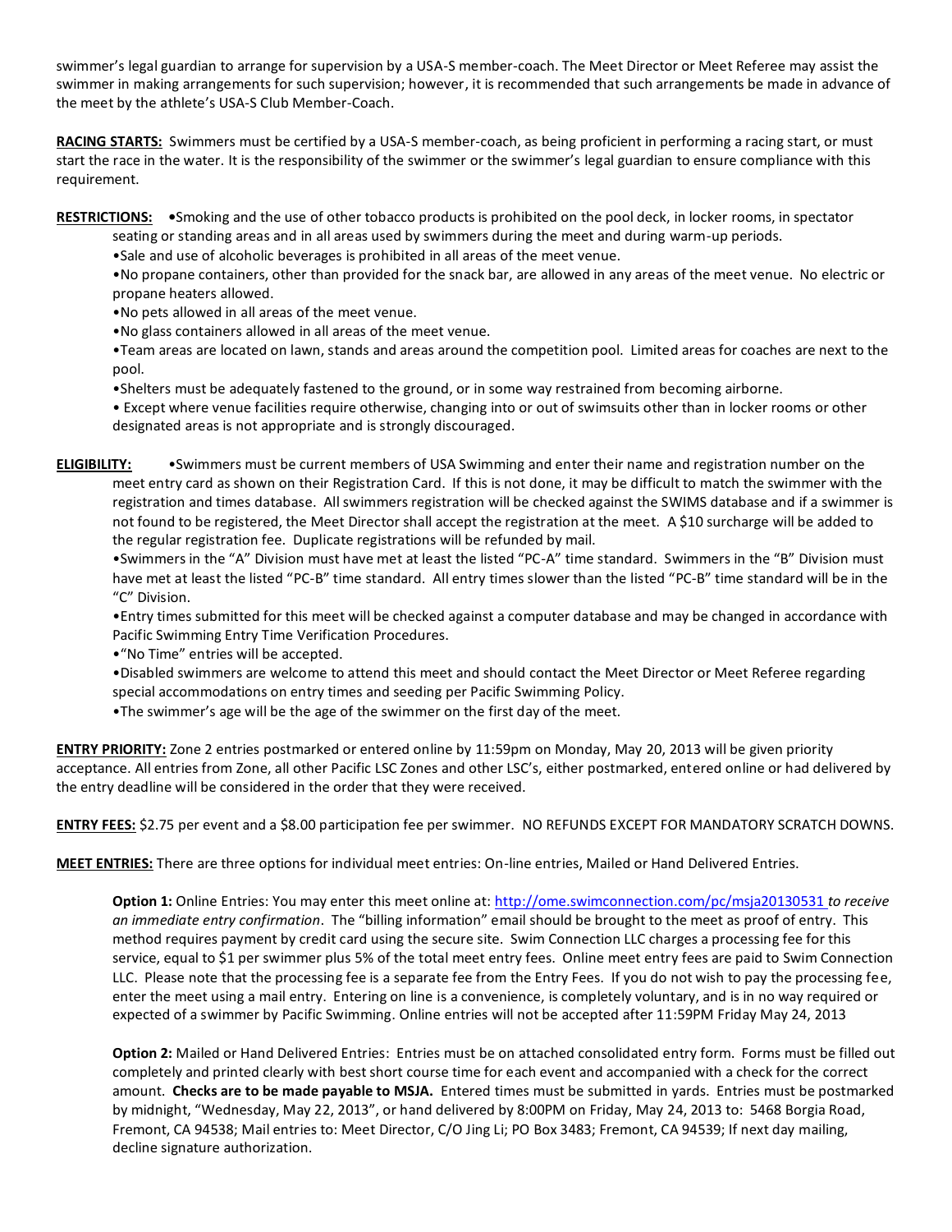swimmer's legal guardian to arrange for supervision by a USA-S member-coach. The Meet Director or Meet Referee may assist the swimmer in making arrangements for such supervision; however, it is recommended that such arrangements be made in advance of the meet by the athlete's USA-S Club Member-Coach.

**RACING STARTS:** Swimmers must be certified by a USA-S member-coach, as being proficient in performing a racing start, or must start the race in the water. It is the responsibility of the swimmer or the swimmer's legal guardian to ensure compliance with this requirement.

**RESTRICTIONS:**
- Smoking and the use of other tobacco products is prohibited on the pool deck, in locker rooms, in spectator seating or standing areas and in all areas used by swimmers during the meet and during warm-up periods.
- Sale and use of alcoholic beverages is prohibited in all areas of the meet venue.
- No propane containers, other than provided for the snack bar, are allowed in any areas of the meet venue. No electric or propane heaters allowed.
- No pets allowed in all areas of the meet venue.
- No glass containers allowed in all areas of the meet venue.
- Team areas are located on lawn, stands and areas around the competition pool. Limited areas for coaches are next to the pool.
- Shelters must be adequately fastened to the ground, or in some way restrained from becoming airborne.
- Except where venue facilities require otherwise, changing into or out of swimsuits other than in locker rooms or other designated areas is not appropriate and is strongly discouraged.

**ELIGIBILITY:**
- Swimmers must be current members of USA Swimming and enter their name and registration number on the meet entry card as shown on their Registration Card. If this is not done, it may be difficult to match the swimmer with the registration and times database. All swimmers registration will be checked against the SWIMS database and if a swimmer is not found to be registered, the Meet Director shall accept the registration at the meet. A $10 surcharge will be added to the regular registration fee. Duplicate registrations will be refunded by mail.
- Swimmers in the "A" Division must have met at least the listed "PC-A" time standard. Swimmers in the "B" Division must have met at least the listed "PC-B" time standard. All entry times slower than the listed "PC-B" time standard will be in the "C" Division.
- Entry times submitted for this meet will be checked against a computer database and may be changed in accordance with Pacific Swimming Entry Time Verification Procedures.
- "No Time" entries will be accepted.
- Disabled swimmers are welcome to attend this meet and should contact the Meet Director or Meet Referee regarding special accommodations on entry times and seeding per Pacific Swimming Policy.
- The swimmer's age will be the age of the swimmer on the first day of the meet.

**ENTRY PRIORITY:** Zone 2 entries postmarked or entered online by 11:59pm on Monday, May 20, 2013 will be given priority acceptance. All entries from Zone, all other Pacific LSC Zones and other LSC's, either postmarked, entered online or had delivered by the entry deadline will be considered in the order that they were received.

**ENTRY FEES:** $2.75 per event and a $8.00 participation fee per swimmer. NO REFUNDS EXCEPT FOR MANDATORY SCRATCH DOWNS.

**MEET ENTRIES:** There are three options for individual meet entries: On-line entries, Mailed or Hand Delivered Entries.

**Option 1:** Online Entries: You may enter this meet online at: http://ome.swimconnection.com/pc/msja20130531 *to receive an immediate entry confirmation*. The "billing information" email should be brought to the meet as proof of entry. This method requires payment by credit card using the secure site. Swim Connection LLC charges a processing fee for this service, equal to $1 per swimmer plus 5% of the total meet entry fees. Online meet entry fees are paid to Swim Connection LLC. Please note that the processing fee is a separate fee from the Entry Fees. If you do not wish to pay the processing fee, enter the meet using a mail entry. Entering on line is a convenience, is completely voluntary, and is in no way required or expected of a swimmer by Pacific Swimming. Online entries will not be accepted after 11:59PM Friday May 24, 2013

**Option 2:** Mailed or Hand Delivered Entries: Entries must be on attached consolidated entry form. Forms must be filled out completely and printed clearly with best short course time for each event and accompanied with a check for the correct amount. **Checks are to be made payable to MSJA.** Entered times must be submitted in yards. Entries must be postmarked by midnight, "Wednesday, May 22, 2013", or hand delivered by 8:00PM on Friday, May 24, 2013 to: 5468 Borgia Road, Fremont, CA 94538; Mail entries to: Meet Director, C/O Jing Li; PO Box 3483; Fremont, CA 94539; If next day mailing, decline signature authorization.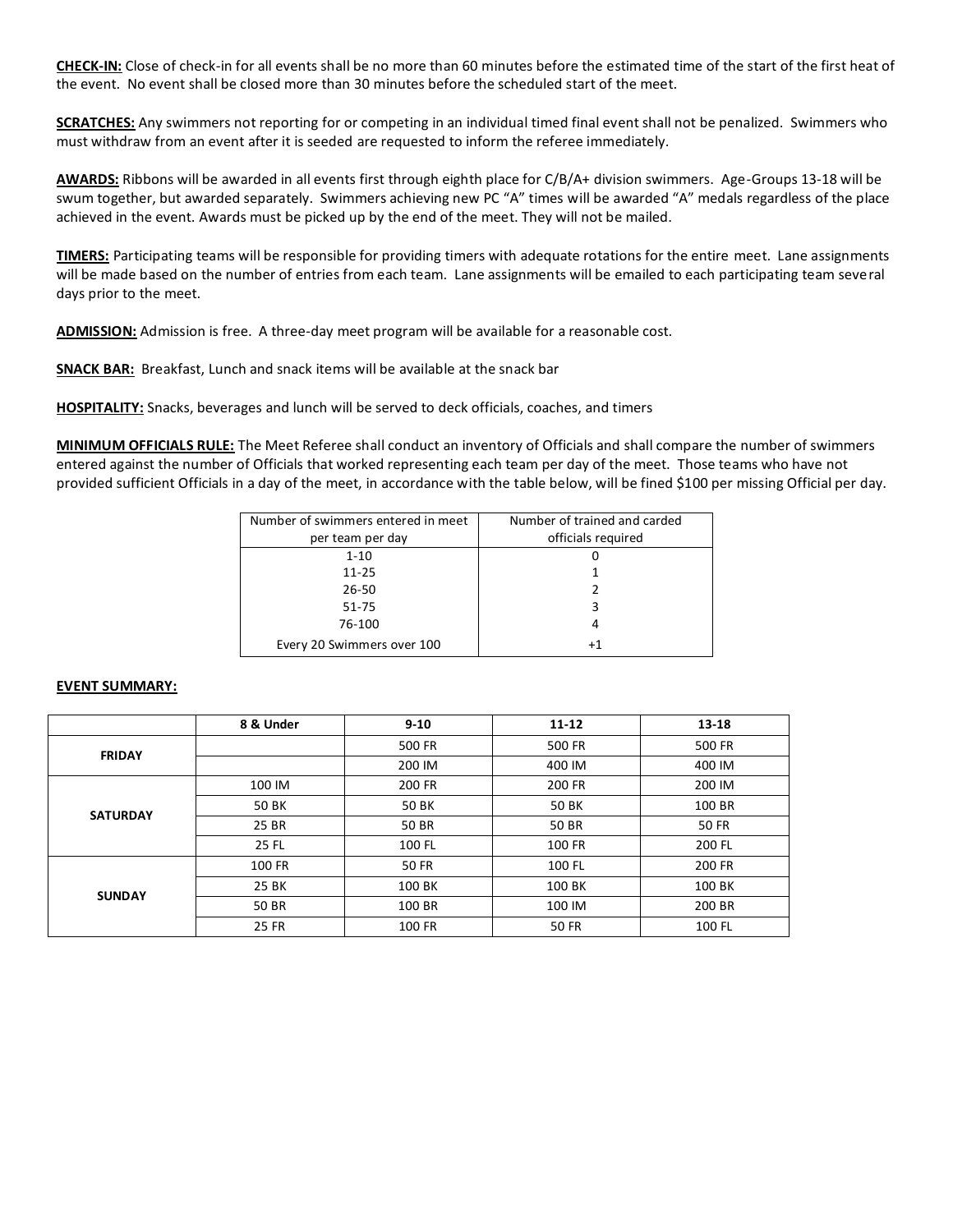**CHECK-IN:** Close of check-in for all events shall be no more than 60 minutes before the estimated time of the start of the first heat of the event. No event shall be closed more than 30 minutes before the scheduled start of the meet.

**SCRATCHES:** Any swimmers not reporting for or competing in an individual timed final event shall not be penalized. Swimmers who must withdraw from an event after it is seeded are requested to inform the referee immediately.

**AWARDS:** Ribbons will be awarded in all events first through eighth place for C/B/A+ division swimmers. Age-Groups 13-18 will be swum together, but awarded separately. Swimmers achieving new PC "A" times will be awarded "A" medals regardless of the place achieved in the event. Awards must be picked up by the end of the meet. They will not be mailed.

**TIMERS:** Participating teams will be responsible for providing timers with adequate rotations for the entire meet. Lane assignments will be made based on the number of entries from each team. Lane assignments will be emailed to each participating team several days prior to the meet.

**ADMISSION:** Admission is free. A three-day meet program will be available for a reasonable cost.

**SNACK BAR:** Breakfast, Lunch and snack items will be available at the snack bar

**HOSPITALITY:** Snacks, beverages and lunch will be served to deck officials, coaches, and timers

**MINIMUM OFFICIALS RULE:** The Meet Referee shall conduct an inventory of Officials and shall compare the number of swimmers entered against the number of Officials that worked representing each team per day of the meet. Those teams who have not provided sufficient Officials in a day of the meet, in accordance with the table below, will be fined $100 per missing Official per day.

| Number of swimmers entered in meet per team per day | Number of trained and carded officials required |
|---|---|
| 1-10 | 0 |
| 11-25 | 1 |
| 26-50 | 2 |
| 51-75 | 3 |
| 76-100 | 4 |
| Every 20 Swimmers over 100 | +1 |

**EVENT SUMMARY:**

| | 8 & Under | 9-10 | 11-12 | 13-18 |
|---|---|---|---|---|
| FRIDAY | | 500 FR | 500 FR | 500 FR |
| | | 200 IM | 400 IM | 400 IM |
| SATURDAY | 100 IM | 200 FR | 200 FR | 200 IM |
| | 50 BK | 50 BK | 50 BK | 100 BR |
| | 25 BR | 50 BR | 50 BR | 50 FR |
| | 25 FL | 100 FL | 100 FR | 200 FL |
| SUNDAY | 100 FR | 50 FR | 100 FL | 200 FR |
| | 25 BK | 100 BK | 100 BK | 100 BK |
| | 50 BR | 100 BR | 100 IM | 200 BR |
| | 25 FR | 100 FR | 50 FR | 100 FL |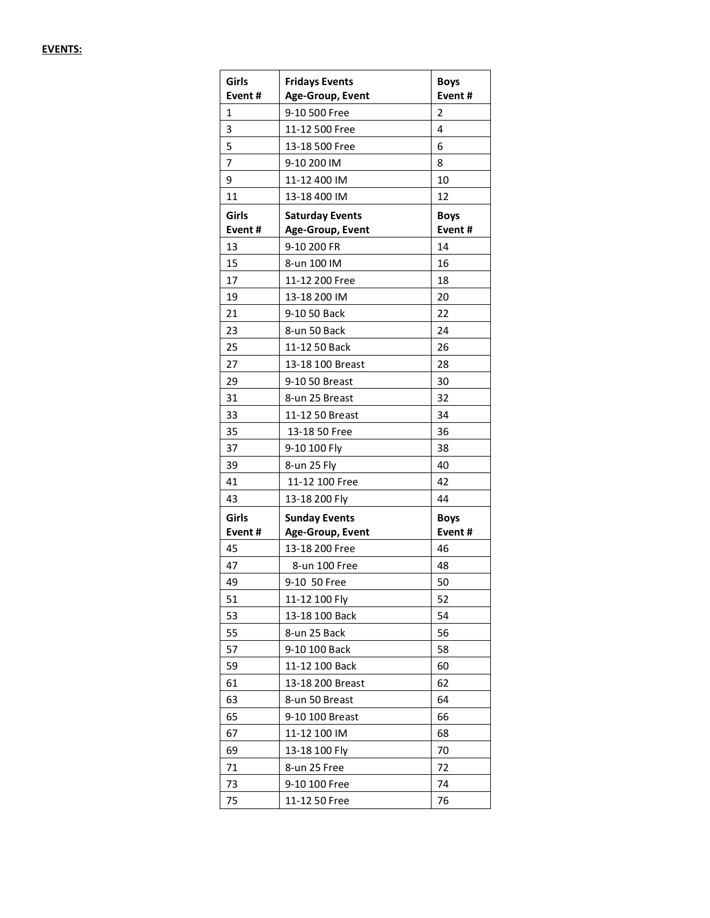**EVENTS:**

| Girls Event # | Fridays Events Age-Group, Event | Boys Event # |
|---|---|---|
| 1 | 9-10 500 Free | 2 |
| 3 | 11-12 500 Free | 4 |
| 5 | 13-18 500 Free | 6 |
| 7 | 9-10 200 IM | 8 |
| 9 | 11-12 400 IM | 10 |
| 11 | 13-18 400 IM | 12 |
| **Girls Event #** | **Saturday Events Age-Group, Event** | **Boys Event #** |
| 13 | 9-10 200 FR | 14 |
| 15 | 8-un 100 IM | 16 |
| 17 | 11-12 200 Free | 18 |
| 19 | 13-18 200 IM | 20 |
| 21 | 9-10 50 Back | 22 |
| 23 | 8-un 50 Back | 24 |
| 25 | 11-12 50 Back | 26 |
| 27 | 13-18 100 Breast | 28 |
| 29 | 9-10 50 Breast | 30 |
| 31 | 8-un 25 Breast | 32 |
| 33 | 11-12 50 Breast | 34 |
| 35 | 13-18 50 Free | 36 |
| 37 | 9-10 100 Fly | 38 |
| 39 | 8-un 25 Fly | 40 |
| 41 | 11-12 100 Free | 42 |
| 43 | 13-18 200 Fly | 44 |
| **Girls Event #** | **Sunday Events Age-Group, Event** | **Boys Event #** |
| 45 | 13-18 200 Free | 46 |
| 47 | 8-un 100 Free | 48 |
| 49 | 9-10 50 Free | 50 |
| 51 | 11-12 100 Fly | 52 |
| 53 | 13-18 100 Back | 54 |
| 55 | 8-un 25 Back | 56 |
| 57 | 9-10 100 Back | 58 |
| 59 | 11-12 100 Back | 60 |
| 61 | 13-18 200 Breast | 62 |
| 63 | 8-un 50 Breast | 64 |
| 65 | 9-10 100 Breast | 66 |
| 67 | 11-12 100 IM | 68 |
| 69 | 13-18 100 Fly | 70 |
| 71 | 8-un 25 Free | 72 |
| 73 | 9-10 100 Free | 74 |
| 75 | 11-12 50 Free | 76 |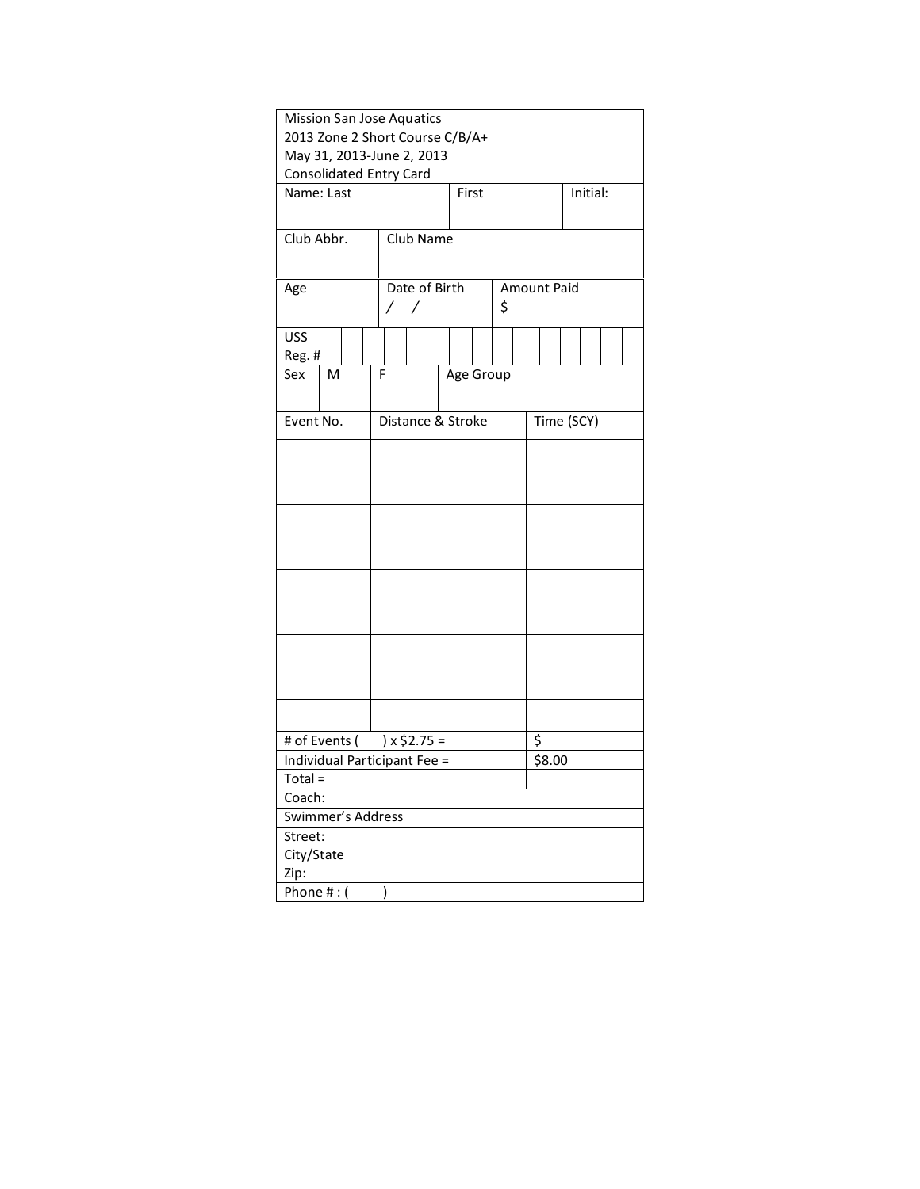Mission San Jose Aquatics
2013 Zone 2 Short Course C/B/A+
May 31, 2013-June 2, 2013
Consolidated Entry Card

| Name: Last | First | Initial: |
|---|---|---|

| Club Abbr. | Club Name |
|---|---|

| Age | Date of Birth / / | Amount Paid $ |
|---|---|---|

| USS Reg. # | | | | | | | | | | | | | | |
|---|---|---|---|---|---|---|---|---|---|---|---|---|---|---|

| Sex | M | F | Age Group |
|---|---|---|---|

| Event No. | Distance & Stroke | Time (SCY) |
|---|---|---|
| | | |
| | | |
| | | |
| | | |
| | | |
| | | |
| | | |
| | | |
| | | |

| | |
|---|---|
| # of Events ( ) x $2.75 = | $ |
| Individual Participant Fee = | $8.00 |
| Total = | |

Coach:

Swimmer's Address

Street:
City/State
Zip:

Phone # : ( )